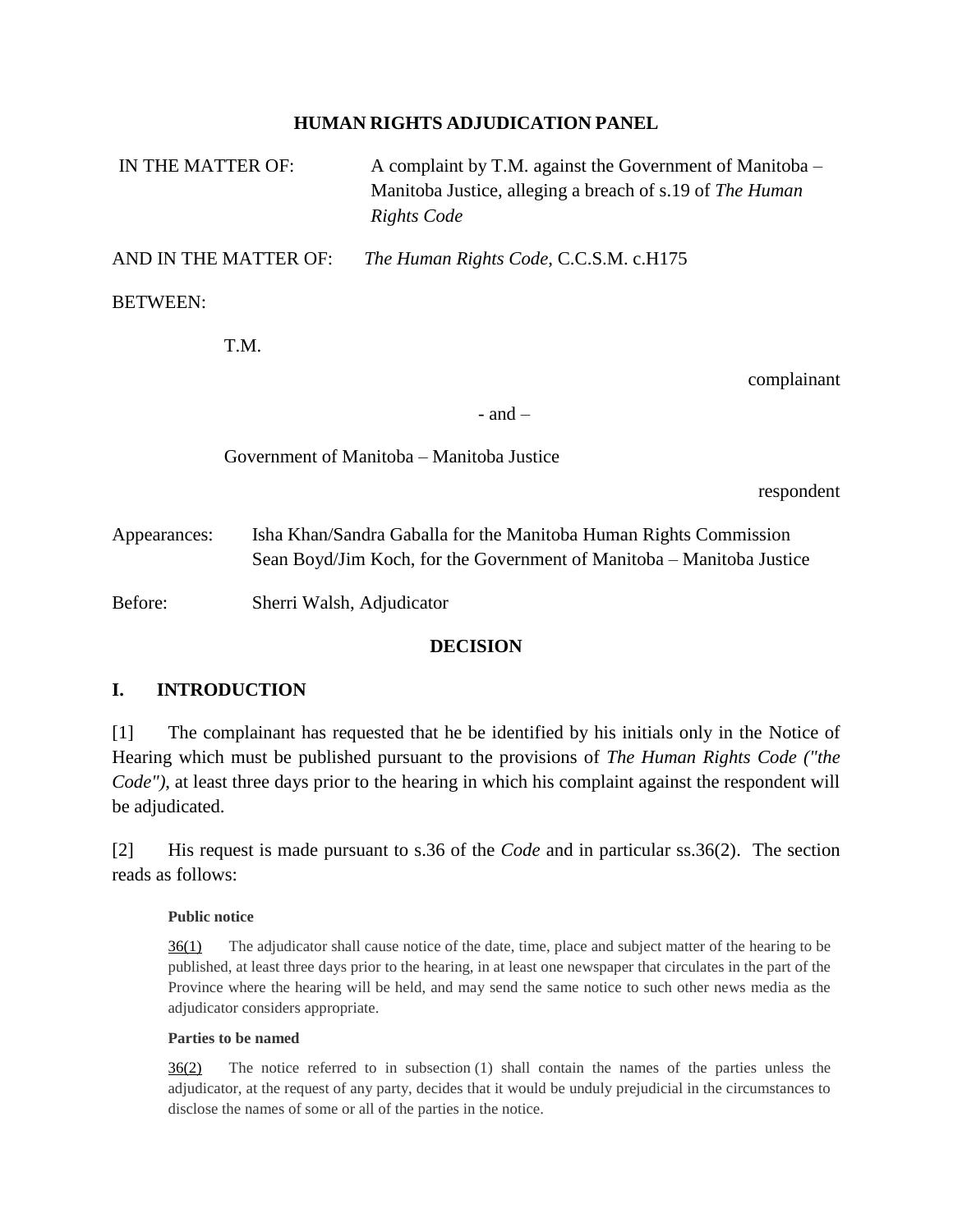**HUMAN RIGHTS ADJUDICATION PANEL**

IN THE MATTER OF: A complaint by T.M. against the Government of Manitoba – Manitoba Justice, alleging a breach of s.19 of *The Human Rights Code*

AND IN THE MATTER OF: *The Human Rights Code*, C.C.S.M. c.H175

BETWEEN:

T.M.

complainant

- and –

Government of Manitoba – Manitoba Justice

respondent

Appearances: Isha Khan/Sandra Gaballa for the Manitoba Human Rights Commission
Sean Boyd/Jim Koch, for the Government of Manitoba – Manitoba Justice

Before: Sherri Walsh, Adjudicator

**DECISION**

## I. INTRODUCTION

[1] The complainant has requested that he be identified by his initials only in the Notice of Hearing which must be published pursuant to the provisions of *The Human Rights Code ("the Code")*, at least three days prior to the hearing in which his complaint against the respondent will be adjudicated.

[2] His request is made pursuant to s.36 of the *Code* and in particular ss.36(2). The section reads as follows:

> **Public notice**
>
> 36(1) The adjudicator shall cause notice of the date, time, place and subject matter of the hearing to be published, at least three days prior to the hearing, in at least one newspaper that circulates in the part of the Province where the hearing will be held, and may send the same notice to such other news media as the adjudicator considers appropriate.
>
> **Parties to be named**
>
> 36(2) The notice referred to in subsection (1) shall contain the names of the parties unless the adjudicator, at the request of any party, decides that it would be unduly prejudicial in the circumstances to disclose the names of some or all of the parties in the notice.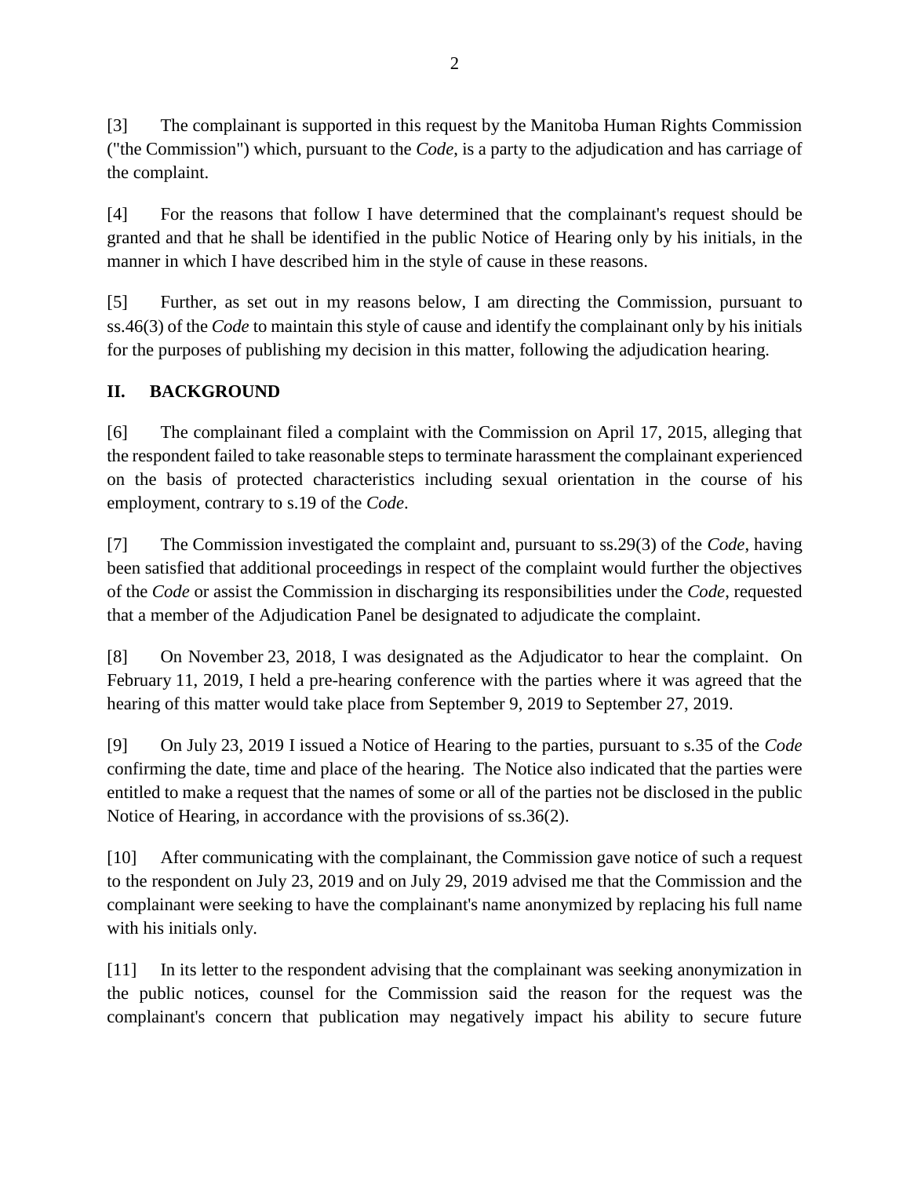[3] The complainant is supported in this request by the Manitoba Human Rights Commission ("the Commission") which, pursuant to the *Code*, is a party to the adjudication and has carriage of the complaint.

[4] For the reasons that follow I have determined that the complainant's request should be granted and that he shall be identified in the public Notice of Hearing only by his initials, in the manner in which I have described him in the style of cause in these reasons.

[5] Further, as set out in my reasons below, I am directing the Commission, pursuant to ss.46(3) of the *Code* to maintain this style of cause and identify the complainant only by his initials for the purposes of publishing my decision in this matter, following the adjudication hearing.

## II. BACKGROUND

[6] The complainant filed a complaint with the Commission on April 17, 2015, alleging that the respondent failed to take reasonable steps to terminate harassment the complainant experienced on the basis of protected characteristics including sexual orientation in the course of his employment, contrary to s.19 of the *Code*.

[7] The Commission investigated the complaint and, pursuant to ss.29(3) of the *Code*, having been satisfied that additional proceedings in respect of the complaint would further the objectives of the *Code* or assist the Commission in discharging its responsibilities under the *Code*, requested that a member of the Adjudication Panel be designated to adjudicate the complaint.

[8] On November 23, 2018, I was designated as the Adjudicator to hear the complaint. On February 11, 2019, I held a pre-hearing conference with the parties where it was agreed that the hearing of this matter would take place from September 9, 2019 to September 27, 2019.

[9] On July 23, 2019 I issued a Notice of Hearing to the parties, pursuant to s.35 of the *Code* confirming the date, time and place of the hearing. The Notice also indicated that the parties were entitled to make a request that the names of some or all of the parties not be disclosed in the public Notice of Hearing, in accordance with the provisions of ss.36(2).

[10] After communicating with the complainant, the Commission gave notice of such a request to the respondent on July 23, 2019 and on July 29, 2019 advised me that the Commission and the complainant were seeking to have the complainant's name anonymized by replacing his full name with his initials only.

[11] In its letter to the respondent advising that the complainant was seeking anonymization in the public notices, counsel for the Commission said the reason for the request was the complainant's concern that publication may negatively impact his ability to secure future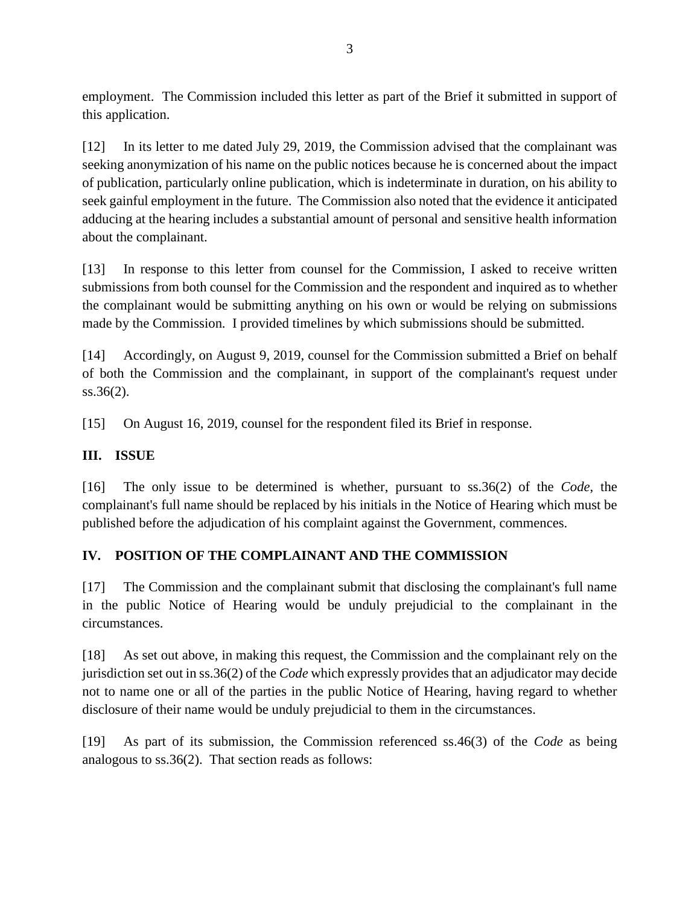employment. The Commission included this letter as part of the Brief it submitted in support of this application.

[12] In its letter to me dated July 29, 2019, the Commission advised that the complainant was seeking anonymization of his name on the public notices because he is concerned about the impact of publication, particularly online publication, which is indeterminate in duration, on his ability to seek gainful employment in the future. The Commission also noted that the evidence it anticipated adducing at the hearing includes a substantial amount of personal and sensitive health information about the complainant.

[13] In response to this letter from counsel for the Commission, I asked to receive written submissions from both counsel for the Commission and the respondent and inquired as to whether the complainant would be submitting anything on his own or would be relying on submissions made by the Commission. I provided timelines by which submissions should be submitted.

[14] Accordingly, on August 9, 2019, counsel for the Commission submitted a Brief on behalf of both the Commission and the complainant, in support of the complainant's request under ss.36(2).

[15] On August 16, 2019, counsel for the respondent filed its Brief in response.

## III. ISSUE

[16] The only issue to be determined is whether, pursuant to ss.36(2) of the *Code*, the complainant's full name should be replaced by his initials in the Notice of Hearing which must be published before the adjudication of his complaint against the Government, commences.

## IV. POSITION OF THE COMPLAINANT AND THE COMMISSION

[17] The Commission and the complainant submit that disclosing the complainant's full name in the public Notice of Hearing would be unduly prejudicial to the complainant in the circumstances.

[18] As set out above, in making this request, the Commission and the complainant rely on the jurisdiction set out in ss.36(2) of the *Code* which expressly provides that an adjudicator may decide not to name one or all of the parties in the public Notice of Hearing, having regard to whether disclosure of their name would be unduly prejudicial to them in the circumstances.

[19] As part of its submission, the Commission referenced ss.46(3) of the *Code* as being analogous to ss.36(2). That section reads as follows: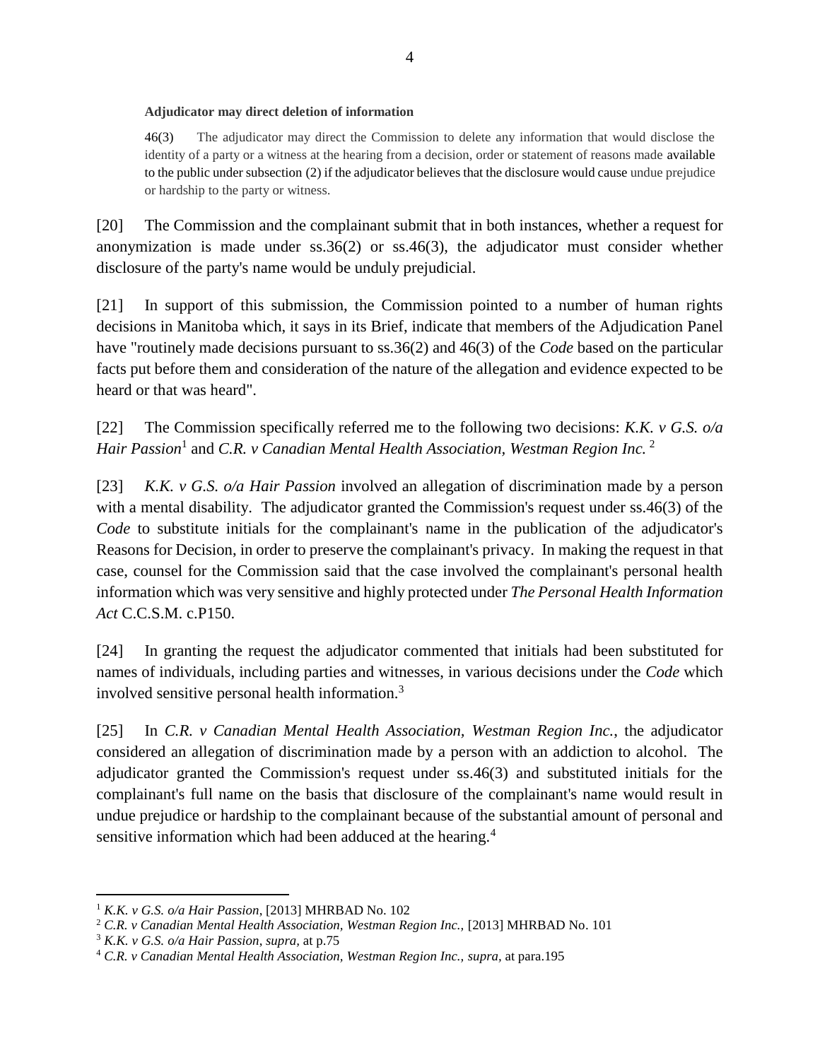**Adjudicator may direct deletion of information**

46(3) The adjudicator may direct the Commission to delete any information that would disclose the identity of a party or a witness at the hearing from a decision, order or statement of reasons made available to the public under subsection (2) if the adjudicator believes that the disclosure would cause undue prejudice or hardship to the party or witness.

[20] The Commission and the complainant submit that in both instances, whether a request for anonymization is made under ss.36(2) or ss.46(3), the adjudicator must consider whether disclosure of the party's name would be unduly prejudicial.

[21] In support of this submission, the Commission pointed to a number of human rights decisions in Manitoba which, it says in its Brief, indicate that members of the Adjudication Panel have "routinely made decisions pursuant to ss.36(2) and 46(3) of the *Code* based on the particular facts put before them and consideration of the nature of the allegation and evidence expected to be heard or that was heard".

[22] The Commission specifically referred me to the following two decisions: *K.K. v G.S. o/a Hair Passion*[1] and *C.R. v Canadian Mental Health Association, Westman Region Inc.* [2]

[23] *K.K. v G.S. o/a Hair Passion* involved an allegation of discrimination made by a person with a mental disability. The adjudicator granted the Commission's request under ss.46(3) of the *Code* to substitute initials for the complainant's name in the publication of the adjudicator's Reasons for Decision, in order to preserve the complainant's privacy. In making the request in that case, counsel for the Commission said that the case involved the complainant's personal health information which was very sensitive and highly protected under *The Personal Health Information Act* C.C.S.M. c.P150.

[24] In granting the request the adjudicator commented that initials had been substituted for names of individuals, including parties and witnesses, in various decisions under the *Code* which involved sensitive personal health information.[3]

[25] In *C.R. v Canadian Mental Health Association, Westman Region Inc.*, the adjudicator considered an allegation of discrimination made by a person with an addiction to alcohol. The adjudicator granted the Commission's request under ss.46(3) and substituted initials for the complainant's full name on the basis that disclosure of the complainant's name would result in undue prejudice or hardship to the complainant because of the substantial amount of personal and sensitive information which had been adduced at the hearing.[4]

---

[1] *K.K. v G.S. o/a Hair Passion*, [2013] MHRBAD No. 102

[2] *C.R. v Canadian Mental Health Association, Westman Region Inc.*, [2013] MHRBAD No. 101

[3] *K.K. v G.S. o/a Hair Passion, supra,* at p.75

[4] *C.R. v Canadian Mental Health Association, Westman Region Inc., supra,* at para.195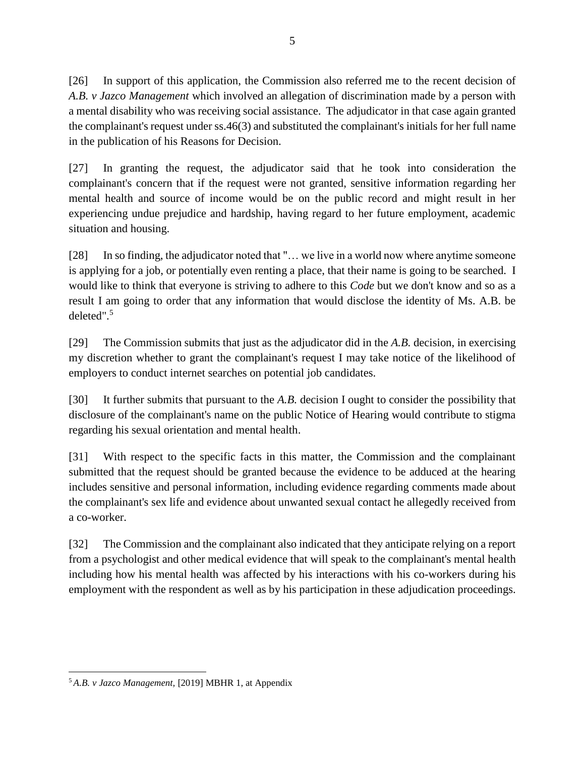[26] In support of this application, the Commission also referred me to the recent decision of *A.B. v Jazco Management* which involved an allegation of discrimination made by a person with a mental disability who was receiving social assistance. The adjudicator in that case again granted the complainant's request under ss.46(3) and substituted the complainant's initials for her full name in the publication of his Reasons for Decision.

[27] In granting the request, the adjudicator said that he took into consideration the complainant's concern that if the request were not granted, sensitive information regarding her mental health and source of income would be on the public record and might result in her experiencing undue prejudice and hardship, having regard to her future employment, academic situation and housing.

[28] In so finding, the adjudicator noted that "… we live in a world now where anytime someone is applying for a job, or potentially even renting a place, that their name is going to be searched. I would like to think that everyone is striving to adhere to this *Code* but we don't know and so as a result I am going to order that any information that would disclose the identity of Ms. A.B. be deleted".[5]

[29] The Commission submits that just as the adjudicator did in the *A.B.* decision, in exercising my discretion whether to grant the complainant's request I may take notice of the likelihood of employers to conduct internet searches on potential job candidates.

[30] It further submits that pursuant to the *A.B.* decision I ought to consider the possibility that disclosure of the complainant's name on the public Notice of Hearing would contribute to stigma regarding his sexual orientation and mental health.

[31] With respect to the specific facts in this matter, the Commission and the complainant submitted that the request should be granted because the evidence to be adduced at the hearing includes sensitive and personal information, including evidence regarding comments made about the complainant's sex life and evidence about unwanted sexual contact he allegedly received from a co-worker.

[32] The Commission and the complainant also indicated that they anticipate relying on a report from a psychologist and other medical evidence that will speak to the complainant's mental health including how his mental health was affected by his interactions with his co-workers during his employment with the respondent as well as by his participation in these adjudication proceedings.

---

[5] *A.B. v Jazco Management,* [2019] MBHR 1, at Appendix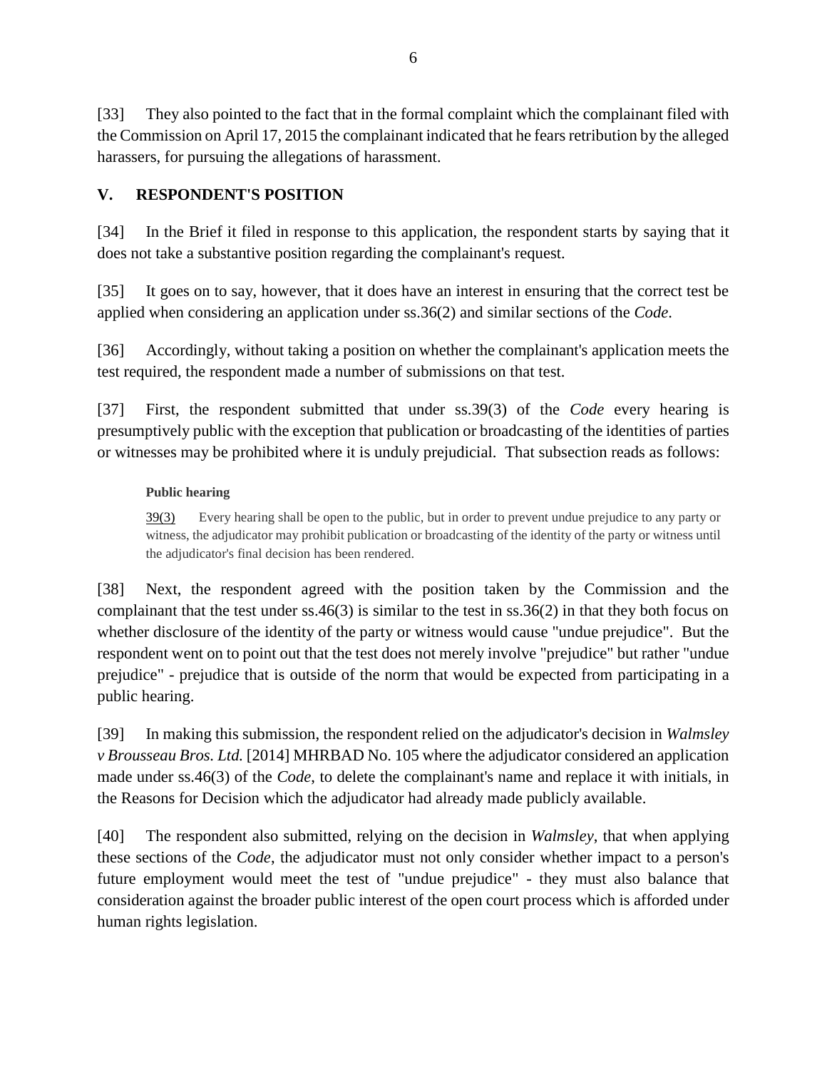[33] They also pointed to the fact that in the formal complaint which the complainant filed with the Commission on April 17, 2015 the complainant indicated that he fears retribution by the alleged harassers, for pursuing the allegations of harassment.

## V. RESPONDENT'S POSITION

[34] In the Brief it filed in response to this application, the respondent starts by saying that it does not take a substantive position regarding the complainant's request.

[35] It goes on to say, however, that it does have an interest in ensuring that the correct test be applied when considering an application under ss.36(2) and similar sections of the *Code*.

[36] Accordingly, without taking a position on whether the complainant's application meets the test required, the respondent made a number of submissions on that test.

[37] First, the respondent submitted that under ss.39(3) of the *Code* every hearing is presumptively public with the exception that publication or broadcasting of the identities of parties or witnesses may be prohibited where it is unduly prejudicial. That subsection reads as follows:

> **Public hearing**
>
> 39(3) Every hearing shall be open to the public, but in order to prevent undue prejudice to any party or witness, the adjudicator may prohibit publication or broadcasting of the identity of the party or witness until the adjudicator's final decision has been rendered.

[38] Next, the respondent agreed with the position taken by the Commission and the complainant that the test under ss.46(3) is similar to the test in ss.36(2) in that they both focus on whether disclosure of the identity of the party or witness would cause "undue prejudice". But the respondent went on to point out that the test does not merely involve "prejudice" but rather "undue prejudice" - prejudice that is outside of the norm that would be expected from participating in a public hearing.

[39] In making this submission, the respondent relied on the adjudicator's decision in *Walmsley v Brousseau Bros. Ltd.* [2014] MHRBAD No. 105 where the adjudicator considered an application made under ss.46(3) of the *Code*, to delete the complainant's name and replace it with initials, in the Reasons for Decision which the adjudicator had already made publicly available.

[40] The respondent also submitted, relying on the decision in *Walmsley*, that when applying these sections of the *Code*, the adjudicator must not only consider whether impact to a person's future employment would meet the test of "undue prejudice" - they must also balance that consideration against the broader public interest of the open court process which is afforded under human rights legislation.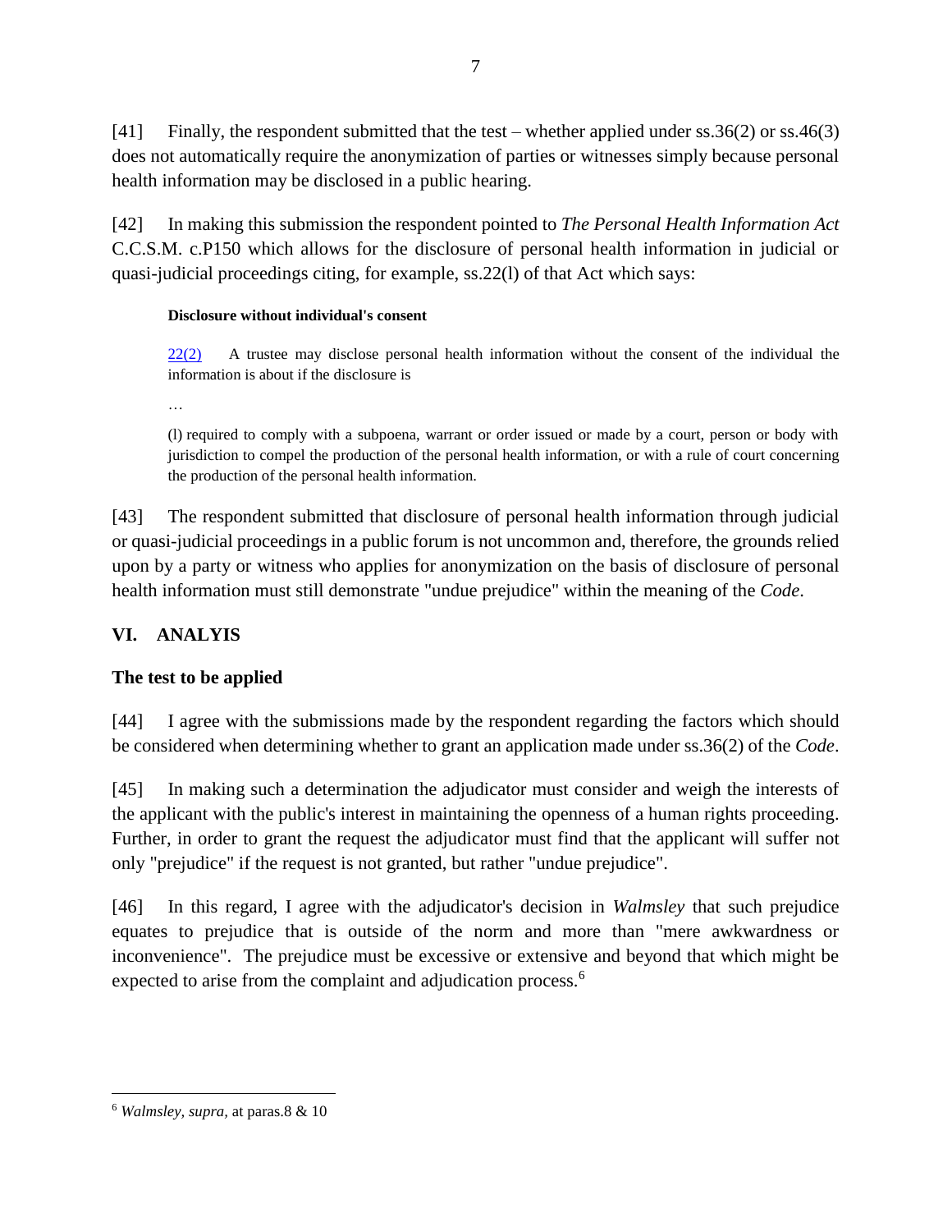[41] Finally, the respondent submitted that the test – whether applied under ss.36(2) or ss.46(3) does not automatically require the anonymization of parties or witnesses simply because personal health information may be disclosed in a public hearing.

[42] In making this submission the respondent pointed to *The Personal Health Information Act* C.C.S.M. c.P150 which allows for the disclosure of personal health information in judicial or quasi-judicial proceedings citing, for example, ss.22(l) of that Act which says:

> **Disclosure without individual's consent**
>
> 22(2) A trustee may disclose personal health information without the consent of the individual the information is about if the disclosure is
>
> …
>
> (l) required to comply with a subpoena, warrant or order issued or made by a court, person or body with jurisdiction to compel the production of the personal health information, or with a rule of court concerning the production of the personal health information.

[43] The respondent submitted that disclosure of personal health information through judicial or quasi-judicial proceedings in a public forum is not uncommon and, therefore, the grounds relied upon by a party or witness who applies for anonymization on the basis of disclosure of personal health information must still demonstrate "undue prejudice" within the meaning of the *Code*.

## VI. ANALYIS

### The test to be applied

[44] I agree with the submissions made by the respondent regarding the factors which should be considered when determining whether to grant an application made under ss.36(2) of the *Code*.

[45] In making such a determination the adjudicator must consider and weigh the interests of the applicant with the public's interest in maintaining the openness of a human rights proceeding. Further, in order to grant the request the adjudicator must find that the applicant will suffer not only "prejudice" if the request is not granted, but rather "undue prejudice".

[46] In this regard, I agree with the adjudicator's decision in *Walmsley* that such prejudice equates to prejudice that is outside of the norm and more than "mere awkwardness or inconvenience". The prejudice must be excessive or extensive and beyond that which might be expected to arise from the complaint and adjudication process.[6]

---

[6] *Walmsley, supra,* at paras.8 & 10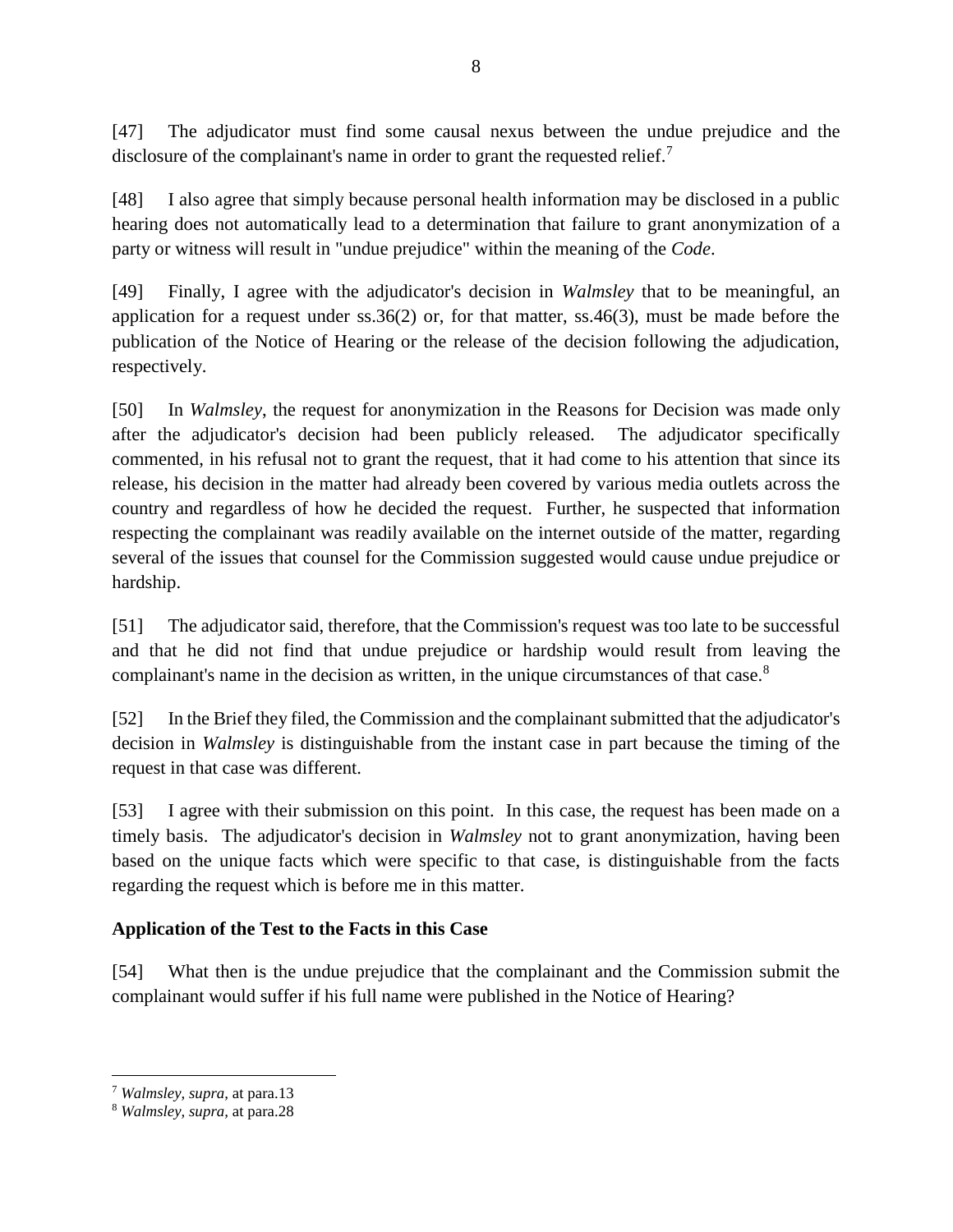[47] The adjudicator must find some causal nexus between the undue prejudice and the disclosure of the complainant's name in order to grant the requested relief.[7]

[48] I also agree that simply because personal health information may be disclosed in a public hearing does not automatically lead to a determination that failure to grant anonymization of a party or witness will result in "undue prejudice" within the meaning of the *Code*.

[49] Finally, I agree with the adjudicator's decision in *Walmsley* that to be meaningful, an application for a request under ss.36(2) or, for that matter, ss.46(3), must be made before the publication of the Notice of Hearing or the release of the decision following the adjudication, respectively.

[50] In *Walmsley*, the request for anonymization in the Reasons for Decision was made only after the adjudicator's decision had been publicly released. The adjudicator specifically commented, in his refusal not to grant the request, that it had come to his attention that since its release, his decision in the matter had already been covered by various media outlets across the country and regardless of how he decided the request. Further, he suspected that information respecting the complainant was readily available on the internet outside of the matter, regarding several of the issues that counsel for the Commission suggested would cause undue prejudice or hardship.

[51] The adjudicator said, therefore, that the Commission's request was too late to be successful and that he did not find that undue prejudice or hardship would result from leaving the complainant's name in the decision as written, in the unique circumstances of that case.[8]

[52] In the Brief they filed, the Commission and the complainant submitted that the adjudicator's decision in *Walmsley* is distinguishable from the instant case in part because the timing of the request in that case was different.

[53] I agree with their submission on this point. In this case, the request has been made on a timely basis. The adjudicator's decision in *Walmsley* not to grant anonymization, having been based on the unique facts which were specific to that case, is distinguishable from the facts regarding the request which is before me in this matter.

**Application of the Test to the Facts in this Case**

[54] What then is the undue prejudice that the complainant and the Commission submit the complainant would suffer if his full name were published in the Notice of Hearing?

---

[7] *Walmsley, supra,* at para.13

[8] *Walmsley, supra,* at para.28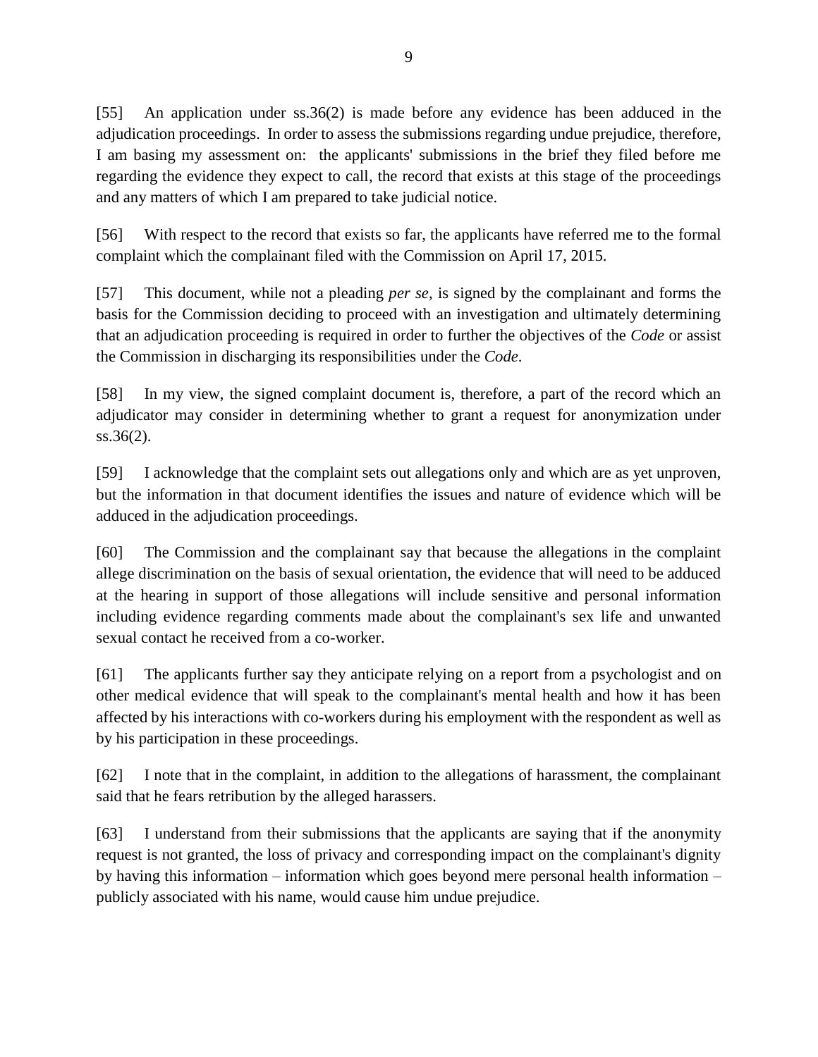[55] An application under ss.36(2) is made before any evidence has been adduced in the adjudication proceedings. In order to assess the submissions regarding undue prejudice, therefore, I am basing my assessment on: the applicants' submissions in the brief they filed before me regarding the evidence they expect to call, the record that exists at this stage of the proceedings and any matters of which I am prepared to take judicial notice.

[56] With respect to the record that exists so far, the applicants have referred me to the formal complaint which the complainant filed with the Commission on April 17, 2015.

[57] This document, while not a pleading *per se*, is signed by the complainant and forms the basis for the Commission deciding to proceed with an investigation and ultimately determining that an adjudication proceeding is required in order to further the objectives of the *Code* or assist the Commission in discharging its responsibilities under the *Code*.

[58] In my view, the signed complaint document is, therefore, a part of the record which an adjudicator may consider in determining whether to grant a request for anonymization under ss.36(2).

[59] I acknowledge that the complaint sets out allegations only and which are as yet unproven, but the information in that document identifies the issues and nature of evidence which will be adduced in the adjudication proceedings.

[60] The Commission and the complainant say that because the allegations in the complaint allege discrimination on the basis of sexual orientation, the evidence that will need to be adduced at the hearing in support of those allegations will include sensitive and personal information including evidence regarding comments made about the complainant's sex life and unwanted sexual contact he received from a co-worker.

[61] The applicants further say they anticipate relying on a report from a psychologist and on other medical evidence that will speak to the complainant's mental health and how it has been affected by his interactions with co-workers during his employment with the respondent as well as by his participation in these proceedings.

[62] I note that in the complaint, in addition to the allegations of harassment, the complainant said that he fears retribution by the alleged harassers.

[63] I understand from their submissions that the applicants are saying that if the anonymity request is not granted, the loss of privacy and corresponding impact on the complainant's dignity by having this information – information which goes beyond mere personal health information – publicly associated with his name, would cause him undue prejudice.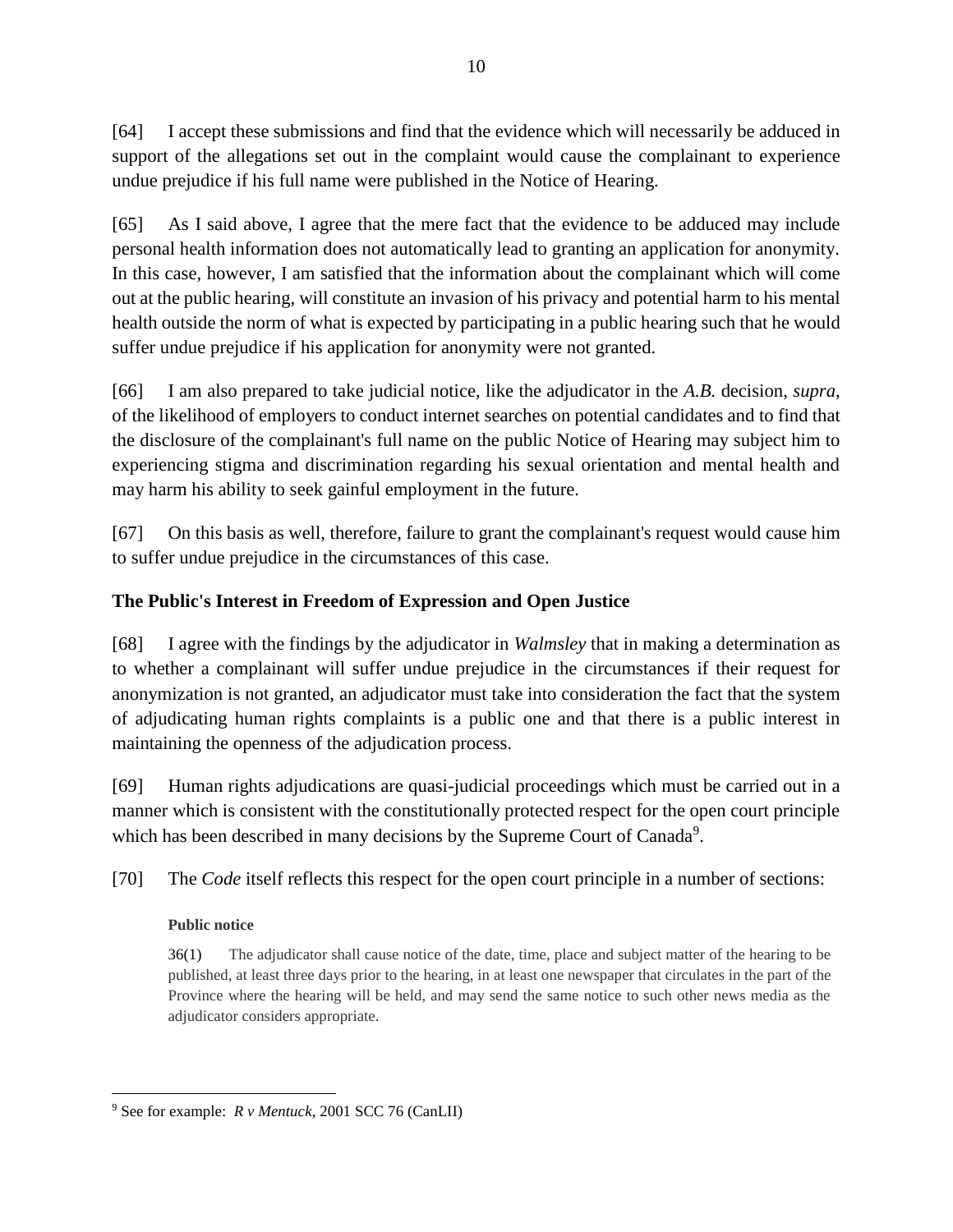[64] I accept these submissions and find that the evidence which will necessarily be adduced in support of the allegations set out in the complaint would cause the complainant to experience undue prejudice if his full name were published in the Notice of Hearing.

[65] As I said above, I agree that the mere fact that the evidence to be adduced may include personal health information does not automatically lead to granting an application for anonymity. In this case, however, I am satisfied that the information about the complainant which will come out at the public hearing, will constitute an invasion of his privacy and potential harm to his mental health outside the norm of what is expected by participating in a public hearing such that he would suffer undue prejudice if his application for anonymity were not granted.

[66] I am also prepared to take judicial notice, like the adjudicator in the *A.B.* decision, *supra*, of the likelihood of employers to conduct internet searches on potential candidates and to find that the disclosure of the complainant's full name on the public Notice of Hearing may subject him to experiencing stigma and discrimination regarding his sexual orientation and mental health and may harm his ability to seek gainful employment in the future.

[67] On this basis as well, therefore, failure to grant the complainant's request would cause him to suffer undue prejudice in the circumstances of this case.

**The Public's Interest in Freedom of Expression and Open Justice**

[68] I agree with the findings by the adjudicator in *Walmsley* that in making a determination as to whether a complainant will suffer undue prejudice in the circumstances if their request for anonymization is not granted, an adjudicator must take into consideration the fact that the system of adjudicating human rights complaints is a public one and that there is a public interest in maintaining the openness of the adjudication process.

[69] Human rights adjudications are quasi-judicial proceedings which must be carried out in a manner which is consistent with the constitutionally protected respect for the open court principle which has been described in many decisions by the Supreme Court of Canada[9].

[70] The *Code* itself reflects this respect for the open court principle in a number of sections:

> **Public notice**
>
> 36(1) The adjudicator shall cause notice of the date, time, place and subject matter of the hearing to be published, at least three days prior to the hearing, in at least one newspaper that circulates in the part of the Province where the hearing will be held, and may send the same notice to such other news media as the adjudicator considers appropriate.

---

[9] See for example: *R v Mentuck*, 2001 SCC 76 (CanLII)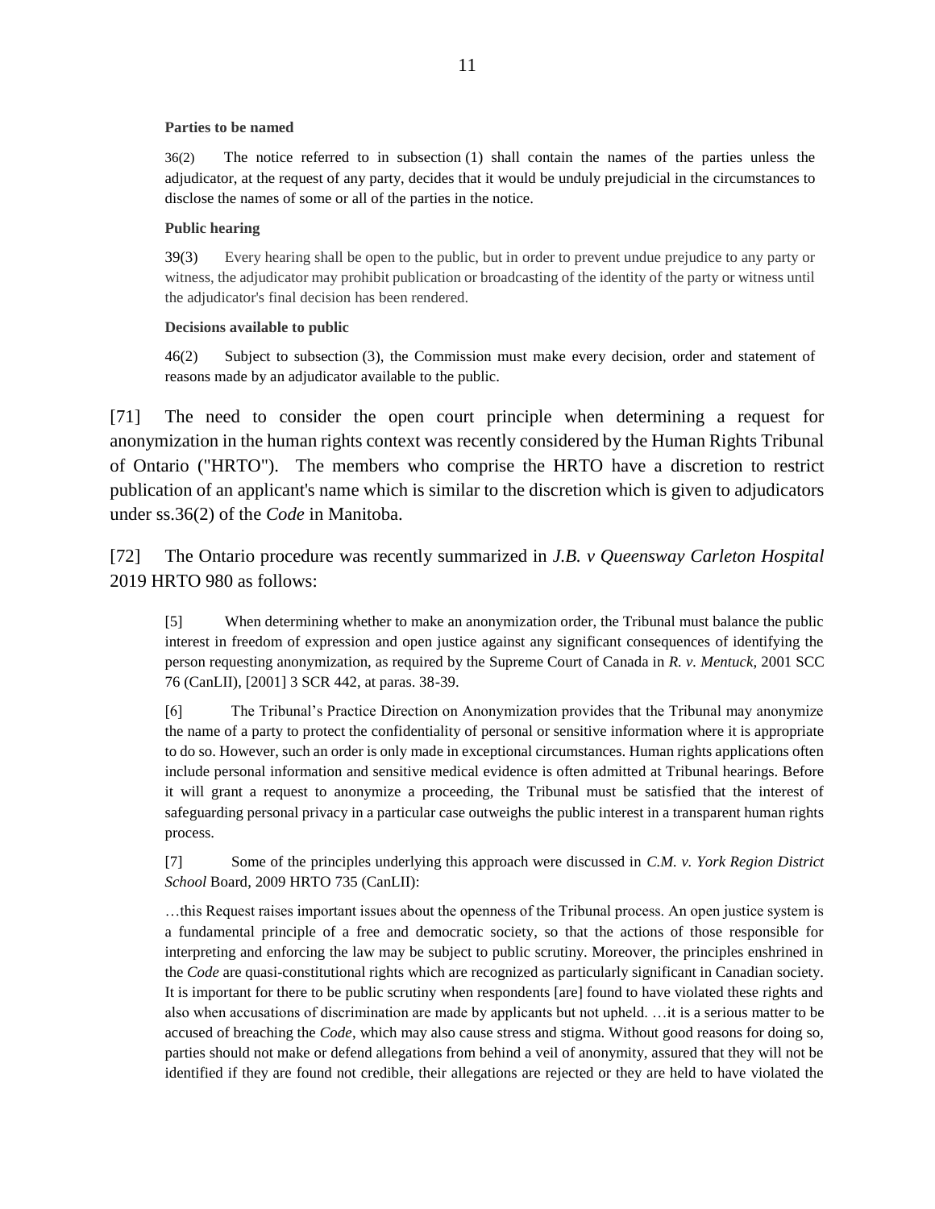**Parties to be named**

36(2) The notice referred to in subsection (1) shall contain the names of the parties unless the adjudicator, at the request of any party, decides that it would be unduly prejudicial in the circumstances to disclose the names of some or all of the parties in the notice.

**Public hearing**

39(3) Every hearing shall be open to the public, but in order to prevent undue prejudice to any party or witness, the adjudicator may prohibit publication or broadcasting of the identity of the party or witness until the adjudicator's final decision has been rendered.

**Decisions available to public**

46(2) Subject to subsection (3), the Commission must make every decision, order and statement of reasons made by an adjudicator available to the public.

[71] The need to consider the open court principle when determining a request for anonymization in the human rights context was recently considered by the Human Rights Tribunal of Ontario ("HRTO"). The members who comprise the HRTO have a discretion to restrict publication of an applicant's name which is similar to the discretion which is given to adjudicators under ss.36(2) of the *Code* in Manitoba.

[72] The Ontario procedure was recently summarized in *J.B. v Queensway Carleton Hospital* 2019 HRTO 980 as follows:

> [5] When determining whether to make an anonymization order, the Tribunal must balance the public interest in freedom of expression and open justice against any significant consequences of identifying the person requesting anonymization, as required by the Supreme Court of Canada in *R. v. Mentuck*, 2001 SCC 76 (CanLII), [2001] 3 SCR 442, at paras. 38-39.
>
> [6] The Tribunal's Practice Direction on Anonymization provides that the Tribunal may anonymize the name of a party to protect the confidentiality of personal or sensitive information where it is appropriate to do so. However, such an order is only made in exceptional circumstances. Human rights applications often include personal information and sensitive medical evidence is often admitted at Tribunal hearings. Before it will grant a request to anonymize a proceeding, the Tribunal must be satisfied that the interest of safeguarding personal privacy in a particular case outweighs the public interest in a transparent human rights process.
>
> [7] Some of the principles underlying this approach were discussed in *C.M. v. York Region District School* Board, 2009 HRTO 735 (CanLII):
>
> …this Request raises important issues about the openness of the Tribunal process. An open justice system is a fundamental principle of a free and democratic society, so that the actions of those responsible for interpreting and enforcing the law may be subject to public scrutiny. Moreover, the principles enshrined in the *Code* are quasi-constitutional rights which are recognized as particularly significant in Canadian society. It is important for there to be public scrutiny when respondents [are] found to have violated these rights and also when accusations of discrimination are made by applicants but not upheld. …it is a serious matter to be accused of breaching the *Code*, which may also cause stress and stigma. Without good reasons for doing so, parties should not make or defend allegations from behind a veil of anonymity, assured that they will not be identified if they are found not credible, their allegations are rejected or they are held to have violated the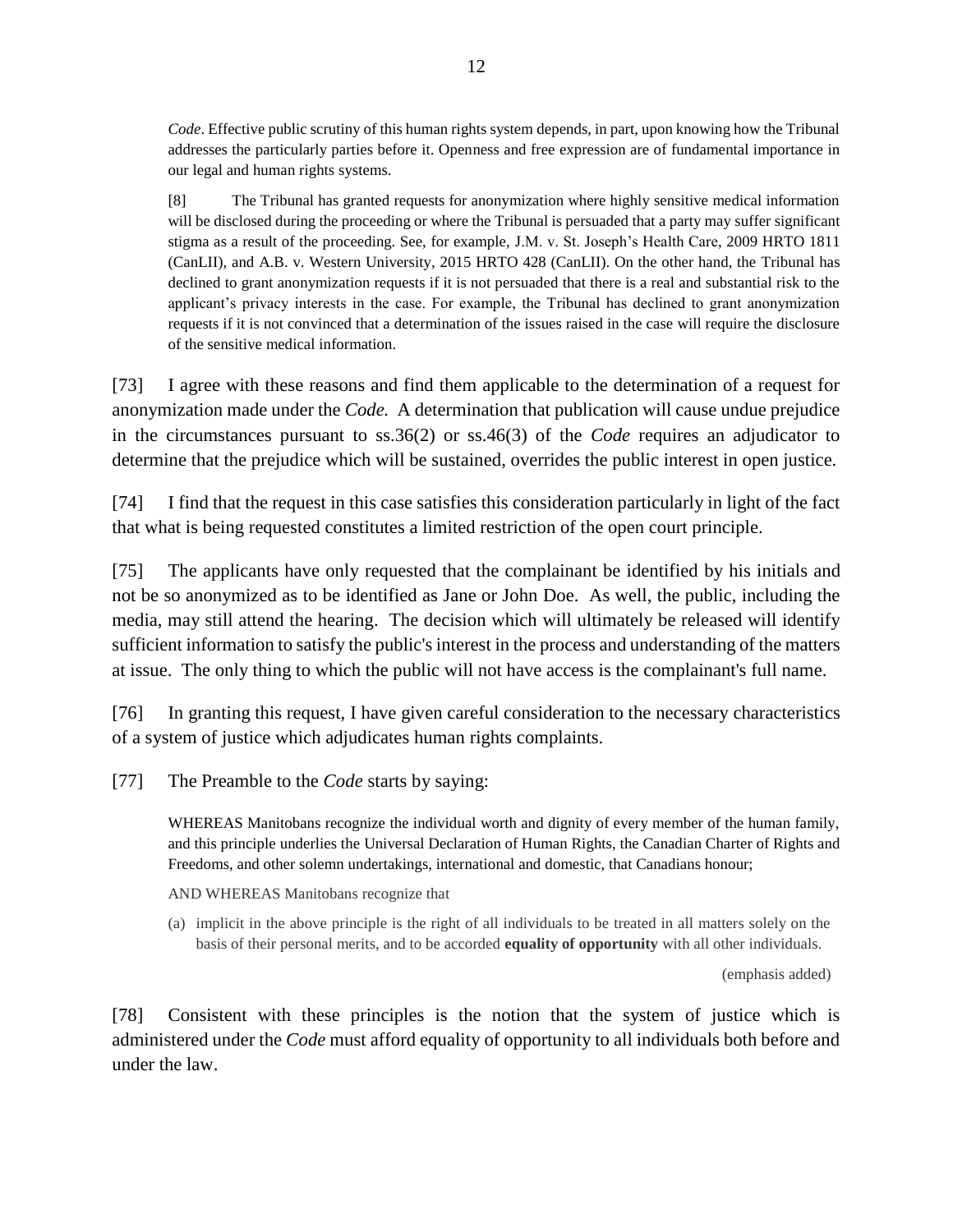> *Code*. Effective public scrutiny of this human rights system depends, in part, upon knowing how the Tribunal addresses the particularly parties before it. Openness and free expression are of fundamental importance in our legal and human rights systems.
>
> [8] The Tribunal has granted requests for anonymization where highly sensitive medical information will be disclosed during the proceeding or where the Tribunal is persuaded that a party may suffer significant stigma as a result of the proceeding. See, for example, J.M. v. St. Joseph's Health Care, 2009 HRTO 1811 (CanLII), and A.B. v. Western University, 2015 HRTO 428 (CanLII). On the other hand, the Tribunal has declined to grant anonymization requests if it is not persuaded that there is a real and substantial risk to the applicant's privacy interests in the case. For example, the Tribunal has declined to grant anonymization requests if it is not convinced that a determination of the issues raised in the case will require the disclosure of the sensitive medical information.

[73] I agree with these reasons and find them applicable to the determination of a request for anonymization made under the *Code.* A determination that publication will cause undue prejudice in the circumstances pursuant to ss.36(2) or ss.46(3) of the *Code* requires an adjudicator to determine that the prejudice which will be sustained, overrides the public interest in open justice.

[74] I find that the request in this case satisfies this consideration particularly in light of the fact that what is being requested constitutes a limited restriction of the open court principle.

[75] The applicants have only requested that the complainant be identified by his initials and not be so anonymized as to be identified as Jane or John Doe. As well, the public, including the media, may still attend the hearing. The decision which will ultimately be released will identify sufficient information to satisfy the public's interest in the process and understanding of the matters at issue. The only thing to which the public will not have access is the complainant's full name.

[76] In granting this request, I have given careful consideration to the necessary characteristics of a system of justice which adjudicates human rights complaints.

[77] The Preamble to the *Code* starts by saying:

> WHEREAS Manitobans recognize the individual worth and dignity of every member of the human family, and this principle underlies the Universal Declaration of Human Rights, the Canadian Charter of Rights and Freedoms, and other solemn undertakings, international and domestic, that Canadians honour;
>
> AND WHEREAS Manitobans recognize that
>
> (a) implicit in the above principle is the right of all individuals to be treated in all matters solely on the basis of their personal merits, and to be accorded **equality of opportunity** with all other individuals.
>
> (emphasis added)

[78] Consistent with these principles is the notion that the system of justice which is administered under the *Code* must afford equality of opportunity to all individuals both before and under the law.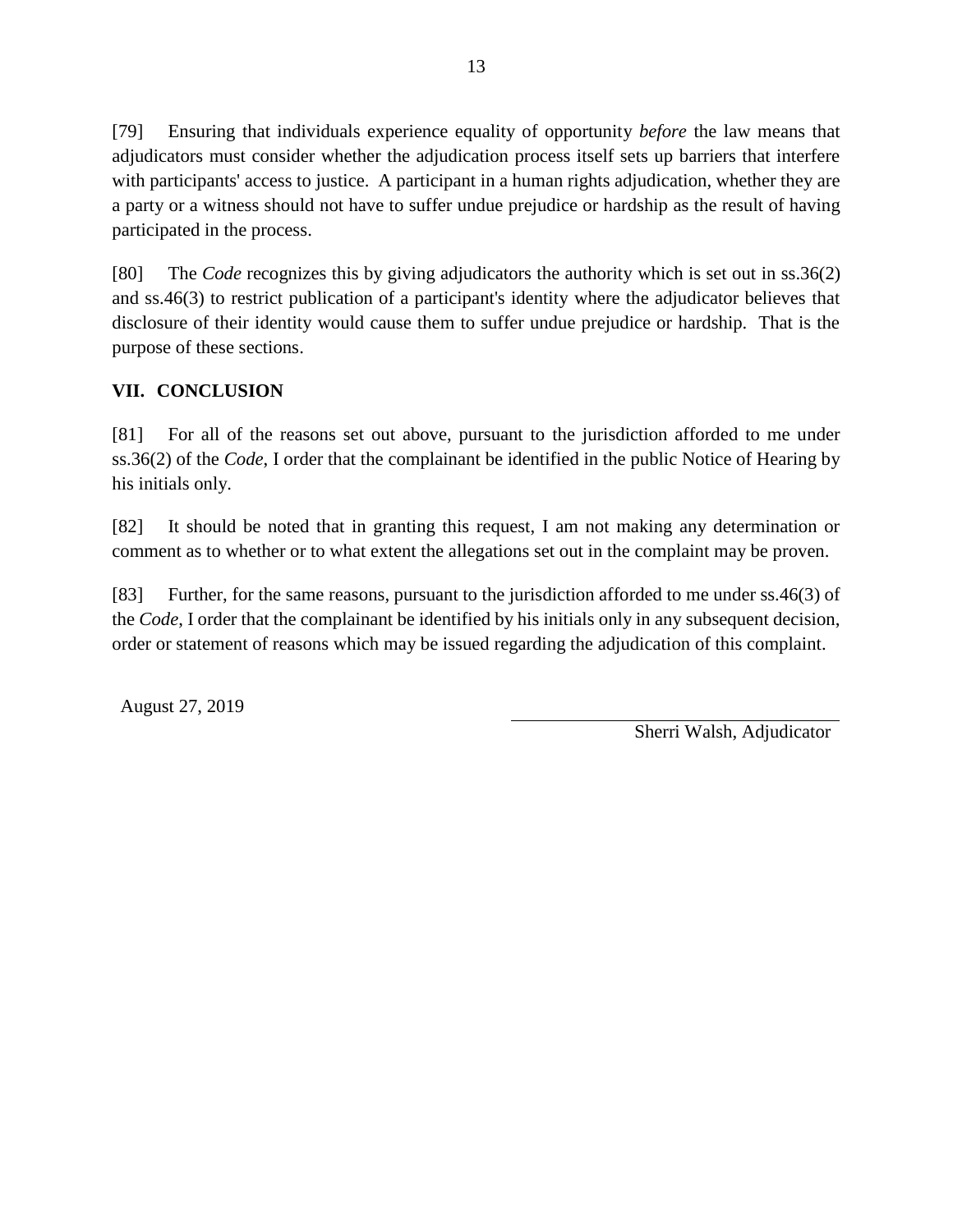[79] Ensuring that individuals experience equality of opportunity *before* the law means that adjudicators must consider whether the adjudication process itself sets up barriers that interfere with participants' access to justice. A participant in a human rights adjudication, whether they are a party or a witness should not have to suffer undue prejudice or hardship as the result of having participated in the process.

[80] The *Code* recognizes this by giving adjudicators the authority which is set out in ss.36(2) and ss.46(3) to restrict publication of a participant's identity where the adjudicator believes that disclosure of their identity would cause them to suffer undue prejudice or hardship. That is the purpose of these sections.

## VII. CONCLUSION

[81] For all of the reasons set out above, pursuant to the jurisdiction afforded to me under ss.36(2) of the *Code*, I order that the complainant be identified in the public Notice of Hearing by his initials only.

[82] It should be noted that in granting this request, I am not making any determination or comment as to whether or to what extent the allegations set out in the complaint may be proven.

[83] Further, for the same reasons, pursuant to the jurisdiction afforded to me under ss.46(3) of the *Code*, I order that the complainant be identified by his initials only in any subsequent decision, order or statement of reasons which may be issued regarding the adjudication of this complaint.

August 27, 2019

Sherri Walsh, Adjudicator